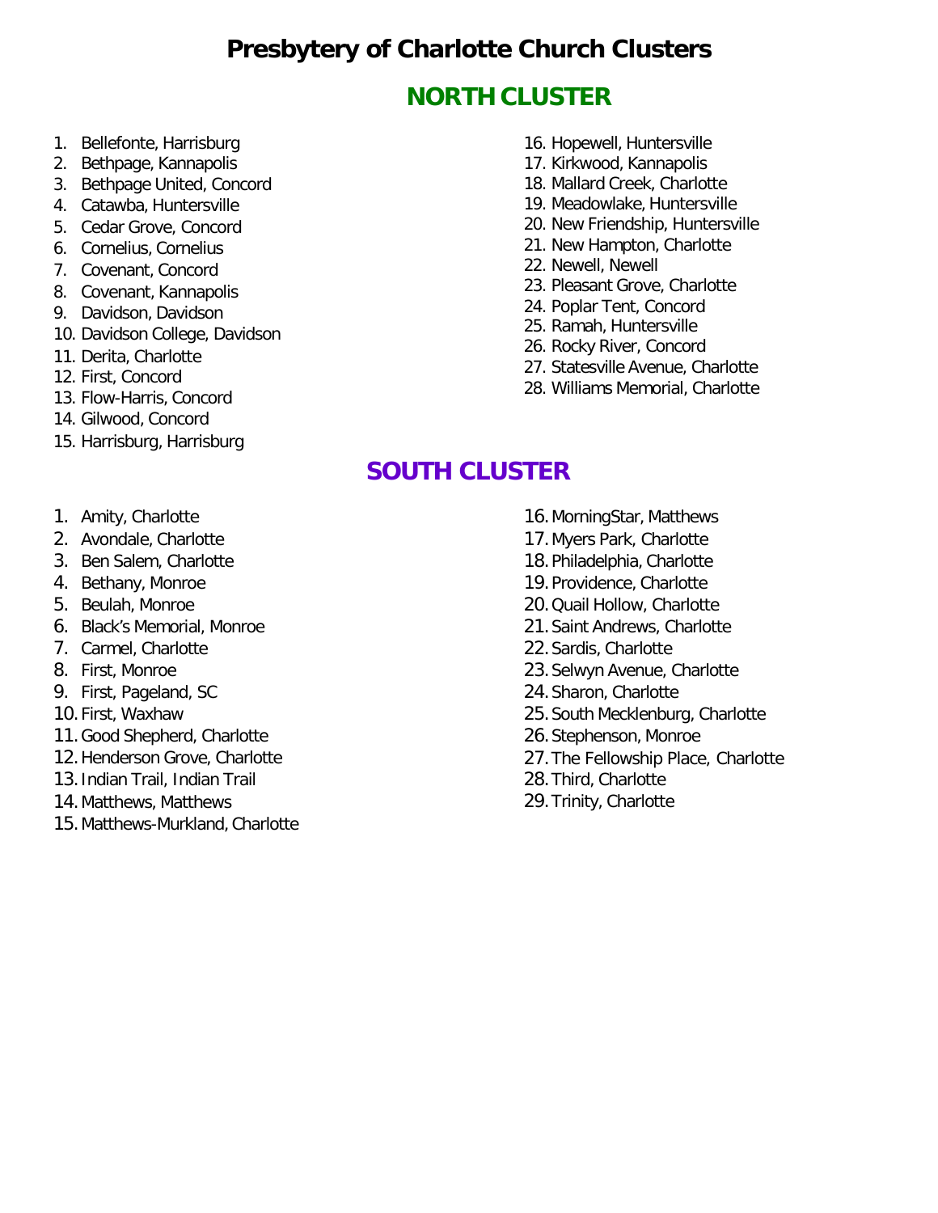# Presbytery of Charlotte Church Clusters

## NORTH CLUSTER

1. Bellefonte, Harrisburg
2. Bethpage, Kannapolis
3. Bethpage United, Concord
4. Catawba, Huntersville
5. Cedar Grove, Concord
6. Cornelius, Cornelius
7. Covenant, Concord
8. Covenant, Kannapolis
9. Davidson, Davidson
10. Davidson College, Davidson
11. Derita, Charlotte
12. First, Concord
13. Flow-Harris, Concord
14. Gilwood, Concord
15. Harrisburg, Harrisburg
16. Hopewell, Huntersville
17. Kirkwood, Kannapolis
18. Mallard Creek, Charlotte
19. Meadowlake, Huntersville
20. New Friendship, Huntersville
21. New Hampton, Charlotte
22. Newell, Newell
23. Pleasant Grove, Charlotte
24. Poplar Tent, Concord
25. Ramah, Huntersville
26. Rocky River, Concord
27. Statesville Avenue, Charlotte
28. Williams Memorial, Charlotte

## SOUTH CLUSTER

1. Amity, Charlotte
2. Avondale, Charlotte
3. Ben Salem, Charlotte
4. Bethany, Monroe
5. Beulah, Monroe
6. Black's Memorial, Monroe
7. Carmel, Charlotte
8. First, Monroe
9. First, Pageland, SC
10. First, Waxhaw
11. Good Shepherd, Charlotte
12. Henderson Grove, Charlotte
13. Indian Trail, Indian Trail
14. Matthews, Matthews
15. Matthews-Murkland, Charlotte
16. MorningStar, Matthews
17. Myers Park, Charlotte
18. Philadelphia, Charlotte
19. Providence, Charlotte
20. Quail Hollow, Charlotte
21. Saint Andrews, Charlotte
22. Sardis, Charlotte
23. Selwyn Avenue, Charlotte
24. Sharon, Charlotte
25. South Mecklenburg, Charlotte
26. Stephenson, Monroe
27. The Fellowship Place, Charlotte
28. Third, Charlotte
29. Trinity, Charlotte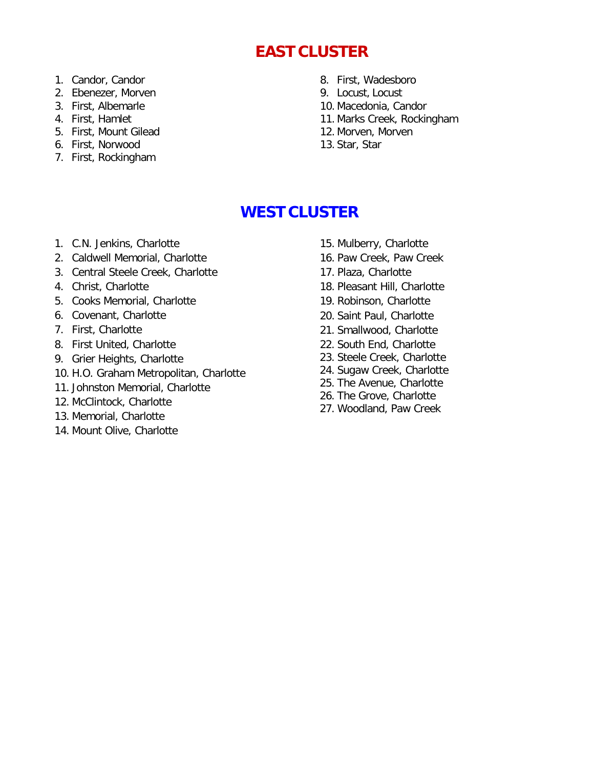## EAST CLUSTER

1. Candor, Candor
2. Ebenezer, Morven
3. First, Albemarle
4. First, Hamlet
5. First, Mount Gilead
6. First, Norwood
7. First, Rockingham
8. First, Wadesboro
9. Locust, Locust
10. Macedonia, Candor
11. Marks Creek, Rockingham
12. Morven, Morven
13. Star, Star

## WEST CLUSTER

1. C.N. Jenkins, Charlotte
2. Caldwell Memorial, Charlotte
3. Central Steele Creek, Charlotte
4. Christ, Charlotte
5. Cooks Memorial, Charlotte
6. Covenant, Charlotte
7. First, Charlotte
8. First United, Charlotte
9. Grier Heights, Charlotte
10. H.O. Graham Metropolitan, Charlotte
11. Johnston Memorial, Charlotte
12. McClintock, Charlotte
13. Memorial, Charlotte
14. Mount Olive, Charlotte
15. Mulberry, Charlotte
16. Paw Creek, Paw Creek
17. Plaza, Charlotte
18. Pleasant Hill, Charlotte
19. Robinson, Charlotte
20. Saint Paul, Charlotte
21. Smallwood, Charlotte
22. South End, Charlotte
23. Steele Creek, Charlotte
24. Sugaw Creek, Charlotte
25. The Avenue, Charlotte
26. The Grove, Charlotte
27. Woodland, Paw Creek